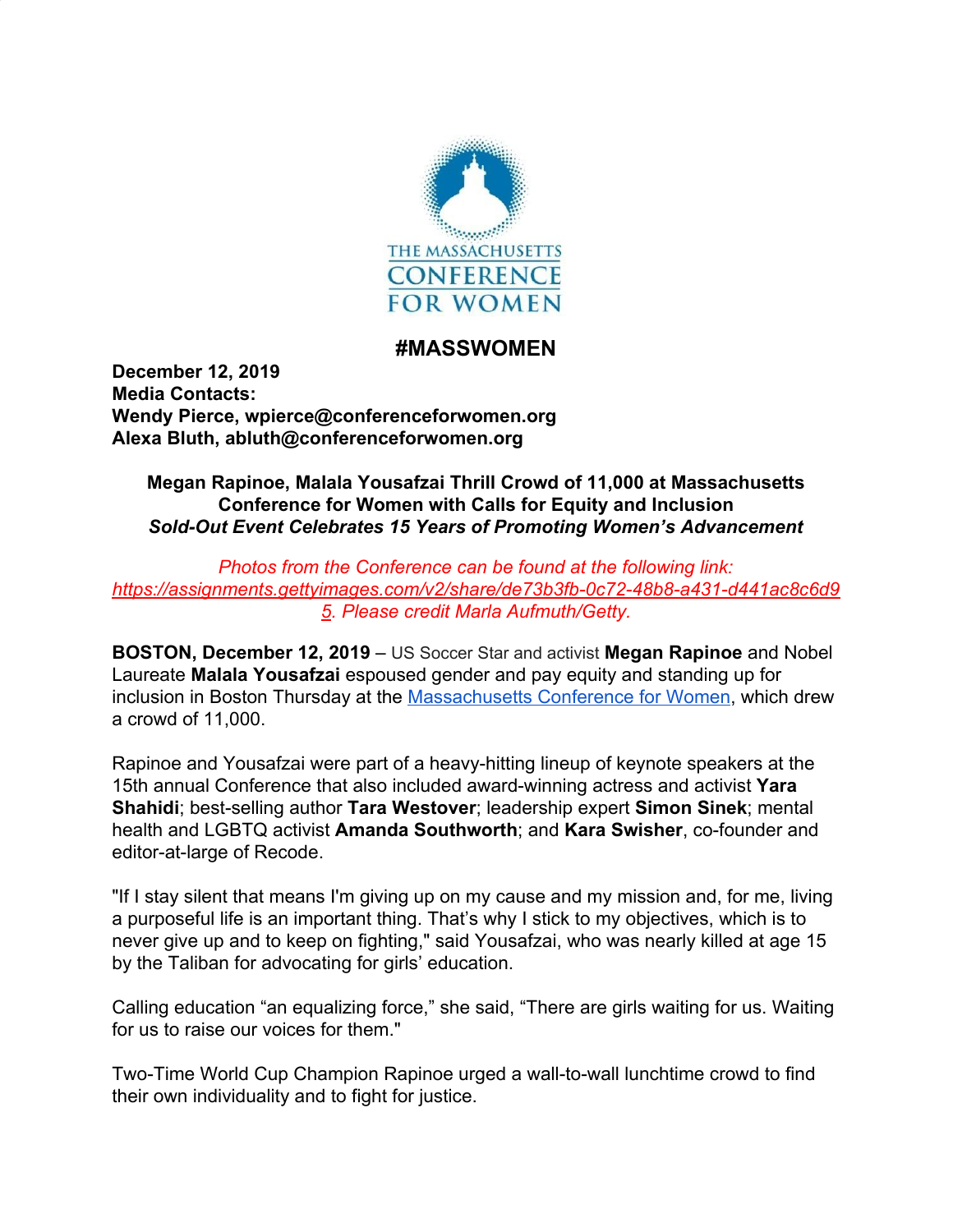THE MASSACHUSETTS CONFERENCE FOR WOMEN

# #MASSWOMEN

**December 12, 2019**
**Media Contacts:**
**Wendy Pierce, wpierce@conferenceforwomen.org**
**Alexa Bluth, abluth@conferenceforwomen.org**

**Megan Rapinoe, Malala Yousafzai Thrill Crowd of 11,000 at Massachusetts Conference for Women with Calls for Equity and Inclusion**
***Sold-Out Event Celebrates 15 Years of Promoting Women's Advancement***

*Photos from the Conference can be found at the following link: https://assignments.gettyimages.com/v2/share/de73b3fb-0c72-48b8-a431-d441ac8c6d95. Please credit Marla Aufmuth/Getty.*

**BOSTON, December 12, 2019** – US Soccer Star and activist **Megan Rapinoe** and Nobel Laureate **Malala Yousafzai** espoused gender and pay equity and standing up for inclusion in Boston Thursday at the Massachusetts Conference for Women, which drew a crowd of 11,000.

Rapinoe and Yousafzai were part of a heavy-hitting lineup of keynote speakers at the 15th annual Conference that also included award-winning actress and activist **Yara Shahidi**; best-selling author **Tara Westover**; leadership expert **Simon Sinek**; mental health and LGBTQ activist **Amanda Southworth**; and **Kara Swisher**, co-founder and editor-at-large of Recode.

"If I stay silent that means I'm giving up on my cause and my mission and, for me, living a purposeful life is an important thing. That's why I stick to my objectives, which is to never give up and to keep on fighting," said Yousafzai, who was nearly killed at age 15 by the Taliban for advocating for girls' education.

Calling education "an equalizing force," she said, "There are girls waiting for us. Waiting for us to raise our voices for them."

Two-Time World Cup Champion Rapinoe urged a wall-to-wall lunchtime crowd to find their own individuality and to fight for justice.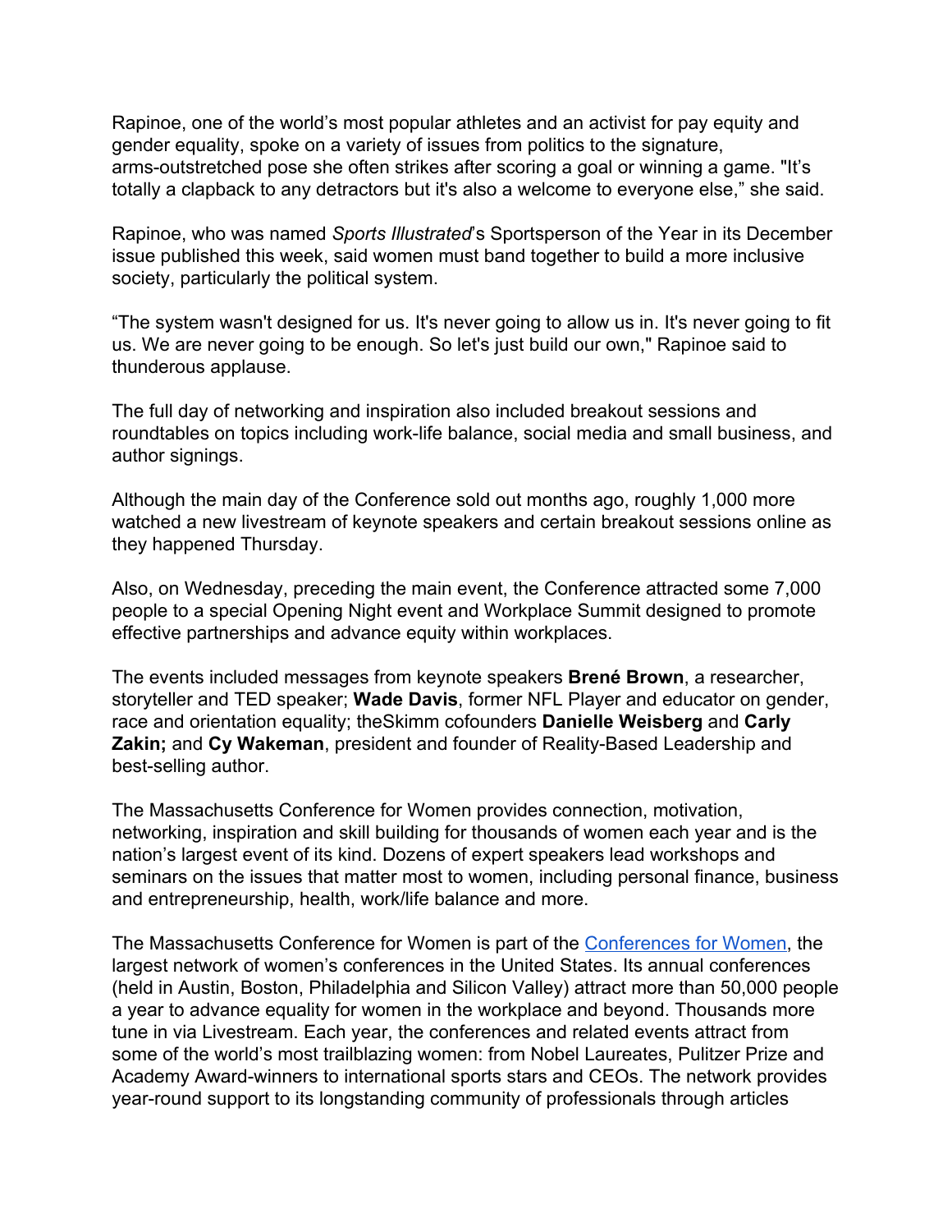Rapinoe, one of the world's most popular athletes and an activist for pay equity and gender equality, spoke on a variety of issues from politics to the signature, arms-outstretched pose she often strikes after scoring a goal or winning a game. "It's totally a clapback to any detractors but it's also a welcome to everyone else," she said.

Rapinoe, who was named *Sports Illustrated*'s Sportsperson of the Year in its December issue published this week, said women must band together to build a more inclusive society, particularly the political system.

"The system wasn't designed for us. It's never going to allow us in. It's never going to fit us. We are never going to be enough. So let's just build our own," Rapinoe said to thunderous applause.

The full day of networking and inspiration also included breakout sessions and roundtables on topics including work-life balance, social media and small business, and author signings.

Although the main day of the Conference sold out months ago, roughly 1,000 more watched a new livestream of keynote speakers and certain breakout sessions online as they happened Thursday.

Also, on Wednesday, preceding the main event, the Conference attracted some 7,000 people to a special Opening Night event and Workplace Summit designed to promote effective partnerships and advance equity within workplaces.

The events included messages from keynote speakers **Brené Brown**, a researcher, storyteller and TED speaker; **Wade Davis**, former NFL Player and educator on gender, race and orientation equality; theSkimm cofounders **Danielle Weisberg** and **Carly Zakin;** and **Cy Wakeman**, president and founder of Reality-Based Leadership and best-selling author.

The Massachusetts Conference for Women provides connection, motivation, networking, inspiration and skill building for thousands of women each year and is the nation's largest event of its kind. Dozens of expert speakers lead workshops and seminars on the issues that matter most to women, including personal finance, business and entrepreneurship, health, work/life balance and more.

The Massachusetts Conference for Women is part of the [Conferences for Women](), the largest network of women's conferences in the United States. Its annual conferences (held in Austin, Boston, Philadelphia and Silicon Valley) attract more than 50,000 people a year to advance equality for women in the workplace and beyond. Thousands more tune in via Livestream. Each year, the conferences and related events attract from some of the world's most trailblazing women: from Nobel Laureates, Pulitzer Prize and Academy Award-winners to international sports stars and CEOs. The network provides year-round support to its longstanding community of professionals through articles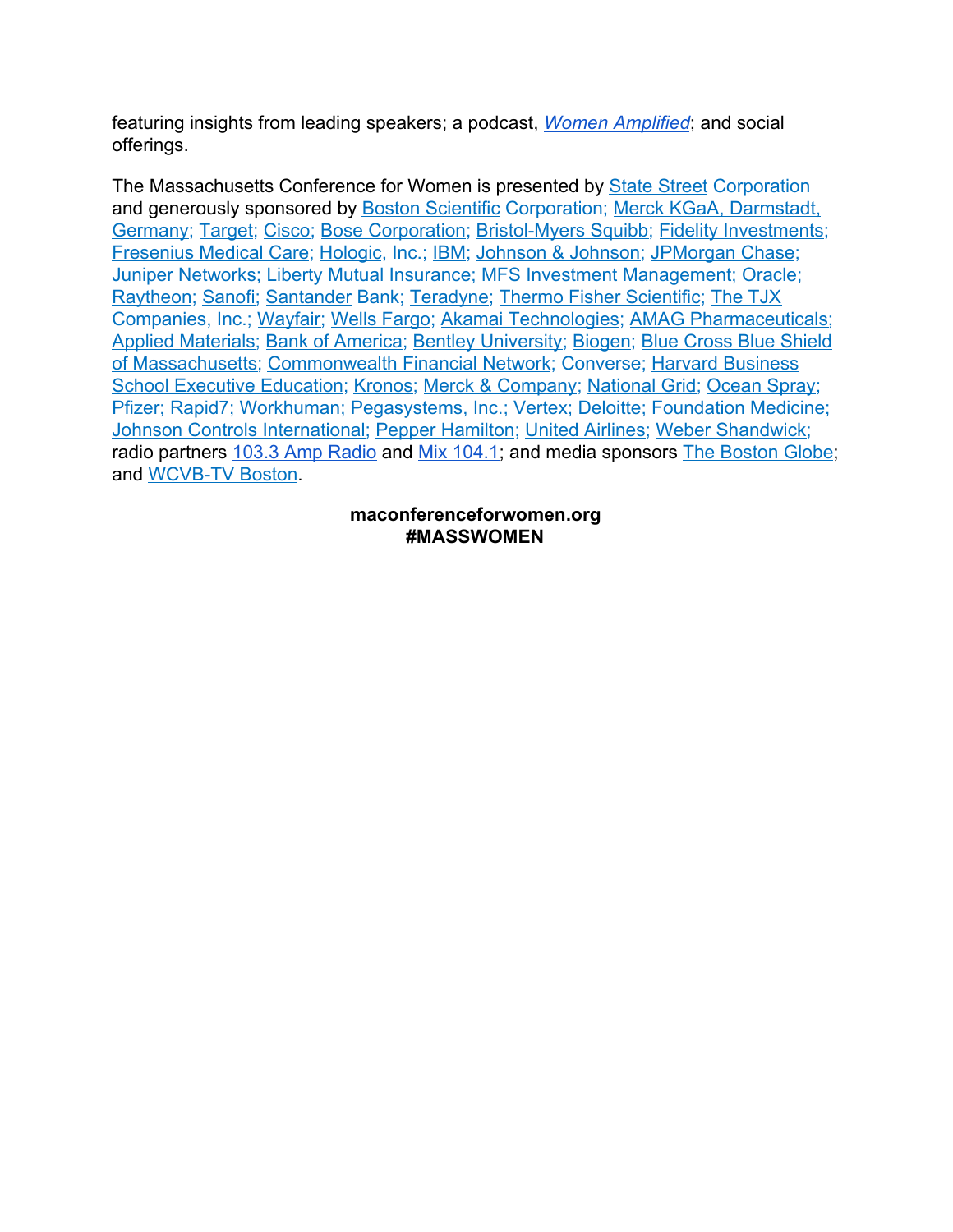featuring insights from leading speakers; a podcast, *Women Amplified*; and social offerings.

The Massachusetts Conference for Women is presented by State Street Corporation and generously sponsored by Boston Scientific Corporation; Merck KGaA, Darmstadt, Germany; Target; Cisco; Bose Corporation; Bristol-Myers Squibb; Fidelity Investments; Fresenius Medical Care; Hologic, Inc.; IBM; Johnson & Johnson; JPMorgan Chase; Juniper Networks; Liberty Mutual Insurance; MFS Investment Management; Oracle; Raytheon; Sanofi; Santander Bank; Teradyne; Thermo Fisher Scientific; The TJX Companies, Inc.; Wayfair; Wells Fargo; Akamai Technologies; AMAG Pharmaceuticals; Applied Materials; Bank of America; Bentley University; Biogen; Blue Cross Blue Shield of Massachusetts; Commonwealth Financial Network; Converse; Harvard Business School Executive Education; Kronos; Merck & Company; National Grid; Ocean Spray; Pfizer; Rapid7; Workhuman; Pegasystems, Inc.; Vertex; Deloitte; Foundation Medicine; Johnson Controls International; Pepper Hamilton; United Airlines; Weber Shandwick; radio partners 103.3 Amp Radio and Mix 104.1; and media sponsors The Boston Globe; and WCVB-TV Boston.

**maconferenceforwomen.org**
**#MASSWOMEN**